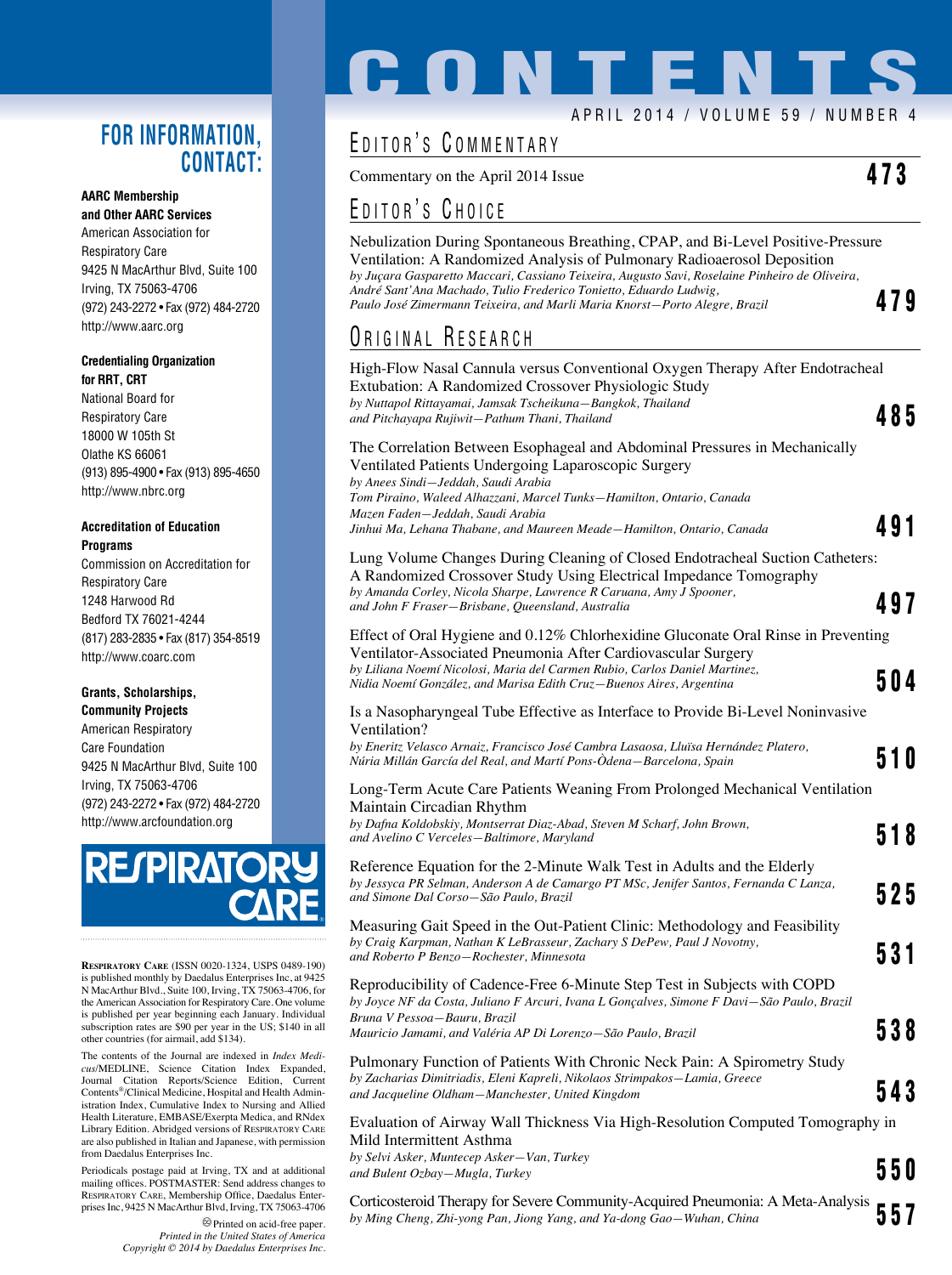# CONTENTS

APRIL 2014 / VOLUME 59 / NUMBER 4

## EDITOR'S COMMENTARY

Commentary on the April 2014 Issue **473**

## EDITOR'S CHOICE

Nebulization During Spontaneous Breathing, CPAP, and Bi-Level Positive-Pressure Ventilation: A Randomized Analysis of Pulmonary Radioaerosol Deposition
*by Juçara Gasparetto Maccari, Cassiano Teixeira, Augusto Savi, Roselaine Pinheiro de Oliveira, André Sant'Ana Machado, Tulio Frederico Tonietto, Eduardo Ludwig, Paulo José Zimermann Teixeira, and Marli Maria Knorst—Porto Alegre, Brazil* **479**

## ORIGINAL RESEARCH

High-Flow Nasal Cannula versus Conventional Oxygen Therapy After Endotracheal Extubation: A Randomized Crossover Physiologic Study
*by Nuttapol Rittayamai, Jamsak Tscheikuna—Bangkok, Thailand and Pitchayapa Rujiwit—Pathum Thani, Thailand* **485**

The Correlation Between Esophageal and Abdominal Pressures in Mechanically Ventilated Patients Undergoing Laparoscopic Surgery
*by Anees Sindi—Jeddah, Saudi Arabia Tom Piraino, Waleed Alhazzani, Marcel Tunks—Hamilton, Ontario, Canada Mazen Faden—Jeddah, Saudi Arabia Jinhui Ma, Lehana Thabane, and Maureen Meade—Hamilton, Ontario, Canada* **491**

Lung Volume Changes During Cleaning of Closed Endotracheal Suction Catheters: A Randomized Crossover Study Using Electrical Impedance Tomography
*by Amanda Corley, Nicola Sharpe, Lawrence R Caruana, Amy J Spooner, and John F Fraser—Brisbane, Queensland, Australia* **497**

Effect of Oral Hygiene and 0.12% Chlorhexidine Gluconate Oral Rinse in Preventing Ventilator-Associated Pneumonia After Cardiovascular Surgery
*by Liliana Noemí Nicolosi, Maria del Carmen Rubio, Carlos Daniel Martinez, Nidia Noemí González, and Marisa Edith Cruz—Buenos Aires, Argentina* **504**

Is a Nasopharyngeal Tube Effective as Interface to Provide Bi-Level Noninvasive Ventilation?
*by Eneritz Velasco Arnaiz, Francisco José Cambra Lasaosa, Lluïsa Hernández Platero, Núria Millán García del Real, and Martí Pons-Òdena—Barcelona, Spain* **510**

Long-Term Acute Care Patients Weaning From Prolonged Mechanical Ventilation Maintain Circadian Rhythm
*by Dafna Koldobskiy, Montserrat Diaz-Abad, Steven M Scharf, John Brown, and Avelino C Verceles—Baltimore, Maryland* **518**

Reference Equation for the 2-Minute Walk Test in Adults and the Elderly
*by Jessyca PR Selman, Anderson A de Camargo PT MSc, Jenifer Santos, Fernanda C Lanza, and Simone Dal Corso—São Paulo, Brazil* **525**

Measuring Gait Speed in the Out-Patient Clinic: Methodology and Feasibility
*by Craig Karpman, Nathan K LeBrasseur, Zachary S DePew, Paul J Novotny, and Roberto P Benzo—Rochester, Minnesota* **531**

Reproducibility of Cadence-Free 6-Minute Step Test in Subjects with COPD
*by Joyce NF da Costa, Juliano F Arcuri, Ivana L Gonçalves, Simone F Davi—São Paulo, Brazil Bruna V Pessoa—Bauru, Brazil Mauricio Jamami, and Valéria AP Di Lorenzo—São Paulo, Brazil* **538**

Pulmonary Function of Patients With Chronic Neck Pain: A Spirometry Study
*by Zacharias Dimitriadis, Eleni Kapreli, Nikolaos Strimpakos—Lamia, Greece and Jacqueline Oldham—Manchester, United Kingdom* **543**

Evaluation of Airway Wall Thickness Via High-Resolution Computed Tomography in Mild Intermittent Asthma
*by Selvi Asker, Muntecep Asker—Van, Turkey and Bulent Ozbay—Mugla, Turkey* **550**

Corticosteroid Therapy for Severe Community-Acquired Pneumonia: A Meta-Analysis
*by Ming Cheng, Zhi-yong Pan, Jiong Yang, and Ya-dong Gao—Wuhan, China* **557**

## FOR INFORMATION, CONTACT:

**AARC Membership and Other AARC Services**
American Association for Respiratory Care
9425 N MacArthur Blvd, Suite 100
Irving, TX 75063-4706
(972) 243-2272 • Fax (972) 484-2720
http://www.aarc.org

**Credentialing Organization for RRT, CRT**
National Board for Respiratory Care
18000 W 105th St
Olathe KS 66061
(913) 895-4900 • Fax (913) 895-4650
http://www.nbrc.org

**Accreditation of Education Programs**
Commission on Accreditation for Respiratory Care
1248 Harwood Rd
Bedford TX 76021-4244
(817) 283-2835 • Fax (817) 354-8519
http://www.coarc.com

**Grants, Scholarships, Community Projects**
American Respiratory Care Foundation
9425 N MacArthur Blvd, Suite 100
Irving, TX 75063-4706
(972) 243-2272 • Fax (972) 484-2720
http://www.arcfoundation.org

RESPIRATORY CARE

RESPIRATORY CARE (ISSN 0020-1324, USPS 0489-190) is published monthly by Daedalus Enterprises Inc, at 9425 N MacArthur Blvd., Suite 100, Irving, TX 75063-4706, for the American Association for Respiratory Care. One volume is published per year beginning each January. Individual subscription rates are $90 per year in the US; $140 in all other countries (for airmail, add $134).

The contents of the Journal are indexed in *Index Medicus*/MEDLINE, Science Citation Index Expanded, Journal Citation Reports/Science Edition, Current Contents®/Clinical Medicine, Hospital and Health Administration Index, Cumulative Index to Nursing and Allied Health Literature, EMBASE/Exerpta Medica, and RNdex Library Edition. Abridged versions of RESPIRATORY CARE are also published in Italian and Japanese, with permission from Daedalus Enterprises Inc.

Periodicals postage paid at Irving, TX and at additional mailing offices. POSTMASTER: Send address changes to RESPIRATORY CARE, Membership Office, Daedalus Enterprises Inc, 9425 N MacArthur Blvd, Irving, TX 75063-4706

Printed on acid-free paper.
*Printed in the United States of America*
*Copyright © 2014 by Daedalus Enterprises Inc.*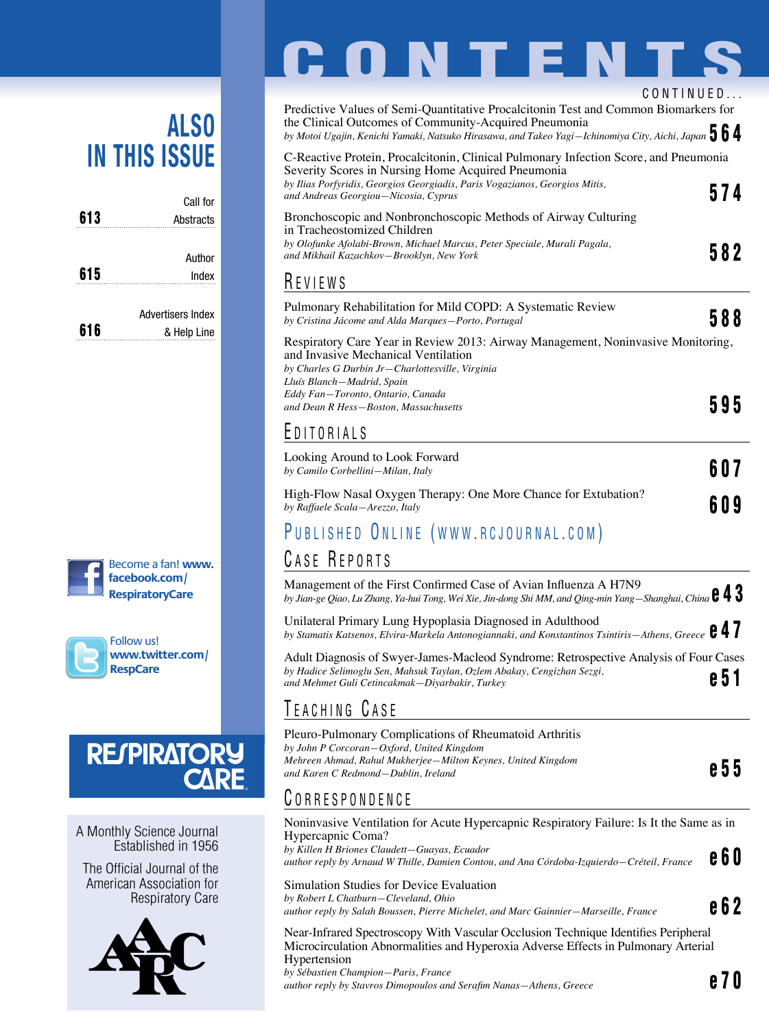# CONTENTS

CONTINUED...

Predictive Values of Semi-Quantitative Procalcitonin Test and Common Biomarkers for the Clinical Outcomes of Community-Acquired Pneumonia
*by Motoi Ugajin, Kenichi Yamaki, Natsuko Hirasawa, and Takeo Yagi—Ichinomiya City, Aichi, Japan* **564**

C-Reactive Protein, Procalcitonin, Clinical Pulmonary Infection Score, and Pneumonia Severity Scores in Nursing Home Acquired Pneumonia
*by Ilias Porfyridis, Georgios Georgiadis, Paris Vogazianos, Georgios Mitis, and Andreas Georgiou—Nicosia, Cyprus* **574**

Bronchoscopic and Nonbronchoscopic Methods of Airway Culturing in Tracheostomized Children
*by Olofunke Afolabi-Brown, Michael Marcus, Peter Speciale, Murali Pagala, and Mikhail Kazachkov—Brooklyn, New York* **582**

## Reviews

Pulmonary Rehabilitation for Mild COPD: A Systematic Review
*by Cristina Jácome and Alda Marques—Porto, Portugal* **588**

Respiratory Care Year in Review 2013: Airway Management, Noninvasive Monitoring, and Invasive Mechanical Ventilation
*by Charles G Durbin Jr—Charlottesville, Virginia*
*Lluís Blanch—Madrid, Spain*
*Eddy Fan—Toronto, Ontario, Canada*
*and Dean R Hess—Boston, Massachusetts* **595**

## Editorials

Looking Around to Look Forward
*by Camilo Corbellini—Milan, Italy* **607**

High-Flow Nasal Oxygen Therapy: One More Chance for Extubation?
*by Raffaele Scala—Arezzo, Italy* **609**

## Published Online (www.rcjournal.com)

## Case Reports

Management of the First Confirmed Case of Avian Influenza A H7N9
*by Jian-ge Qiao, Lu Zhang, Ya-hui Tong, Wei Xie, Jin-dong Shi MM, and Qing-min Yang—Shanghai, China* **e43**

Unilateral Primary Lung Hypoplasia Diagnosed in Adulthood
*by Stamatis Katsenos, Elvira-Markela Antonogiannaki, and Konstantinos Tsintiris—Athens, Greece* **e47**

Adult Diagnosis of Swyer-James-Macleod Syndrome: Retrospective Analysis of Four Cases
*by Hadice Selimoglu Sen, Mahsuk Taylan, Ozlem Abakay, Cengizhan Sezgi, and Mehmet Guli Cetincakmak—Diyarbakir, Turkey* **e51**

## Teaching Case

Pleuro-Pulmonary Complications of Rheumatoid Arthritis
*by John P Corcoran—Oxford, United Kingdom*
*Mehreen Ahmad, Rahul Mukherjee—Milton Keynes, United Kingdom*
*and Karen C Redmond—Dublin, Ireland* **e55**

## Correspondence

Noninvasive Ventilation for Acute Hypercapnic Respiratory Failure: Is It the Same as in Hypercapnic Coma?
*by Killen H Briones Claudett—Guayas, Ecuador*
*author reply by Arnaud W Thille, Damien Contou, and Ana Córdoba-Izquierdo—Créteil, France* **e60**

Simulation Studies for Device Evaluation
*by Robert L Chatburn—Cleveland, Ohio*
*author reply by Salah Boussen, Pierre Michelet, and Marc Gainnier—Marseille, France* **e62**

Near-Infrared Spectroscopy With Vascular Occlusion Technique Identifies Peripheral Microcirculation Abnormalities and Hyperoxia Adverse Effects in Pulmonary Arterial Hypertension
*by Sébastien Champion—Paris, France*
*author reply by Stavros Dimopoulos and Serafim Nanas—Athens, Greece* **e70**

## Also in This Issue

613 Call for Abstracts

615 Author Index

616 Advertisers Index & Help Line

Become a fan! www.facebook.com/RespiratoryCare

Follow us! www.twitter.com/RespCare

RESPIRATORY CARE

A Monthly Science Journal Established in 1956

The Official Journal of the American Association for Respiratory Care